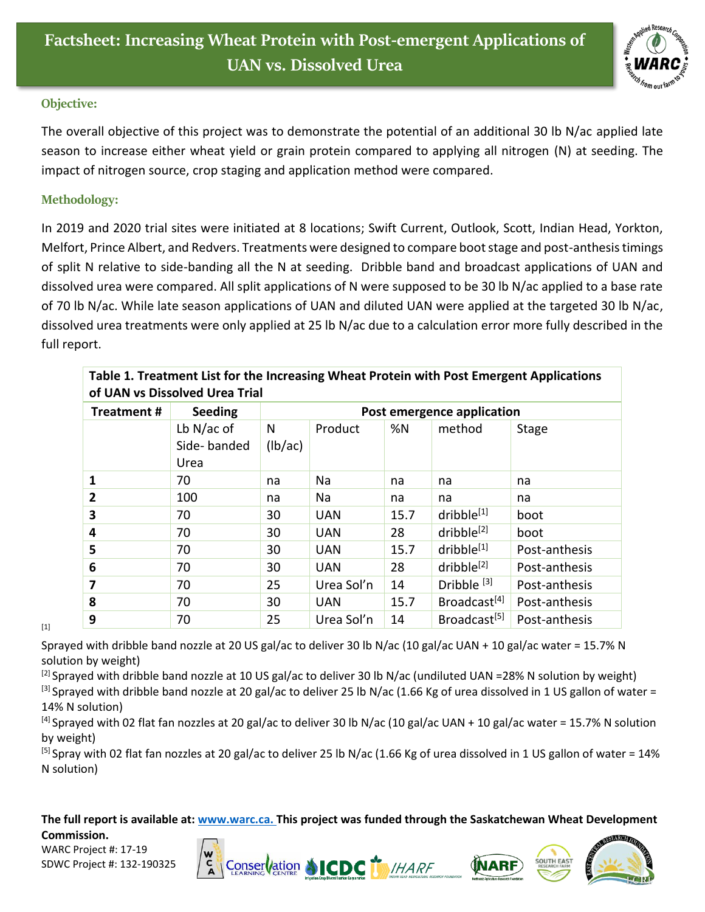# Factsheet: Increasing Wheat Protein with Post-emergent Applications of UAN vs. Dissolved Urea

## Objective:

The overall objective of this project was to demonstrate the potential of an additional 30 lb N/ac applied late season to increase either wheat yield or grain protein compared to applying all nitrogen (N) at seeding. The impact of nitrogen source, crop staging and application method were compared.

## Methodology:

In 2019 and 2020 trial sites were initiated at 8 locations; Swift Current, Outlook, Scott, Indian Head, Yorkton, Melfort, Prince Albert, and Redvers. Treatments were designed to compare boot stage and post-anthesis timings of split N relative to side-banding all the N at seeding. Dribble band and broadcast applications of UAN and dissolved urea were compared. All split applications of N were supposed to be 30 lb N/ac applied to a base rate of 70 lb N/ac. While late season applications of UAN and diluted UAN were applied at the targeted 30 lb N/ac, dissolved urea treatments were only applied at 25 lb N/ac due to a calculation error more fully described in the full report.

**Table 1. Treatment List for the Increasing Wheat Protein with Post Emergent Applications of UAN vs Dissolved Urea Trial**

| Treatment # | Seeding | Post emergence application | | | | |
|---|---|---|---|---|---|---|
| | Lb N/ac of Side- banded Urea | N (lb/ac) | Product | %N | method | Stage |
| **1** | 70 | na | Na | na | na | na |
| **2** | 100 | na | Na | na | na | na |
| **3** | 70 | 30 | UAN | 15.7 | dribble[1] | boot |
| **4** | 70 | 30 | UAN | 28 | dribble[2] | boot |
| **5** | 70 | 30 | UAN | 15.7 | dribble[1] | Post-anthesis |
| **6** | 70 | 30 | UAN | 28 | dribble[2] | Post-anthesis |
| **7** | 70 | 25 | Urea Sol'n | 14 | Dribble [3] | Post-anthesis |
| **8** | 70 | 30 | UAN | 15.7 | Broadcast[4] | Post-anthesis |
| **9** | 70 | 25 | Urea Sol'n | 14 | Broadcast[5] | Post-anthesis |

[1] Sprayed with dribble band nozzle at 20 US gal/ac to deliver 30 lb N/ac (10 gal/ac UAN + 10 gal/ac water = 15.7% N solution by weight)

[2] Sprayed with dribble band nozzle at 10 US gal/ac to deliver 30 lb N/ac (undiluted UAN =28% N solution by weight)

[3] Sprayed with dribble band nozzle at 20 gal/ac to deliver 25 lb N/ac (1.66 Kg of urea dissolved in 1 US gallon of water = 14% N solution)

[4] Sprayed with 02 flat fan nozzles at 20 gal/ac to deliver 30 lb N/ac (10 gal/ac UAN + 10 gal/ac water = 15.7% N solution by weight)

[5] Spray with 02 flat fan nozzles at 20 gal/ac to deliver 25 lb N/ac (1.66 Kg of urea dissolved in 1 US gallon of water = 14% N solution)

**The full report is available at: www.warc.ca. This project was funded through the Saskatchewan Wheat Development Commission.**

WARC Project #: 17-19
SDWC Project #: 132-190325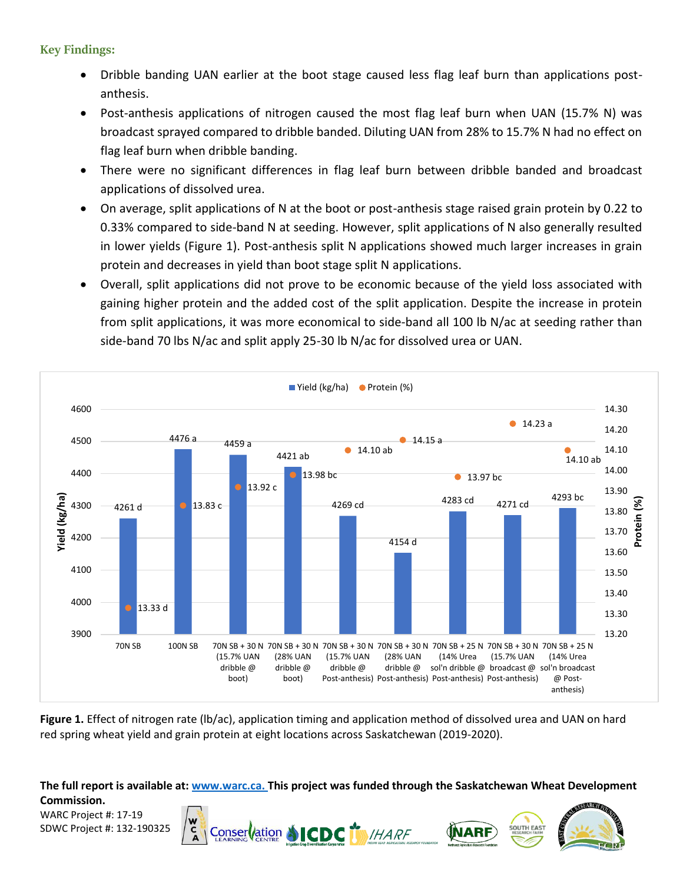### Key Findings:

- Dribble banding UAN earlier at the boot stage caused less flag leaf burn than applications post-anthesis.
- Post-anthesis applications of nitrogen caused the most flag leaf burn when UAN (15.7% N) was broadcast sprayed compared to dribble banded. Diluting UAN from 28% to 15.7% N had no effect on flag leaf burn when dribble banding.
- There were no significant differences in flag leaf burn between dribble banded and broadcast applications of dissolved urea.
- On average, split applications of N at the boot or post-anthesis stage raised grain protein by 0.22 to 0.33% compared to side-band N at seeding. However, split applications of N also generally resulted in lower yields (Figure 1). Post-anthesis split N applications showed much larger increases in grain protein and decreases in yield than boot stage split N applications.
- Overall, split applications did not prove to be economic because of the yield loss associated with gaining higher protein and the added cost of the split application. Despite the increase in protein from split applications, it was more economical to side-band all 100 lb N/ac at seeding rather than side-band 70 lbs N/ac and split apply 25-30 lb N/ac for dissolved urea or UAN.

Yield (kg/ha)
Protein (%)

Yield (kg/ha): 3900, 4000, 4100, 4200, 4300, 4400, 4500, 4600
Protein (%): 13.20, 13.30, 13.40, 13.50, 13.60, 13.70, 13.80, 13.90, 14.00, 14.10, 14.20, 14.30

70N SB: 4261 d, 13.33 d
100N SB: 4476 a, 13.83 c
70N SB + 30 N (15.7% UAN dribble @ boot): 4459 a, 13.92 c
70N SB + 30 N (28% UAN dribble @ boot): 4421 ab, 13.98 bc
70N SB + 30 N (15.7% UAN dribble @ Post-anthesis): 4269 cd, 14.10 ab
70N SB + 30 N (28% UAN dribble @ Post-anthesis): 4154 d, 14.15 a
70N SB + 25 N (14% Urea sol'n dribble @ Post-anthesis): 4283 cd, 13.97 bc
70N SB + 30 N (15.7% UAN broadcast @ Post-anthesis): 4271 cd, 14.23 a
70N SB + 25 N (14% Urea sol'n broadcast @ Post-anthesis): 4293 bc, 14.10 ab

**Figure 1.** Effect of nitrogen rate (lb/ac), application timing and application method of dissolved urea and UAN on hard red spring wheat yield and grain protein at eight locations across Saskatchewan (2019-2020).

**The full report is available at: www.warc.ca. This project was funded through the Saskatchewan Wheat Development Commission.**

WARC Project #: 17-19
SDWC Project #: 132-190325